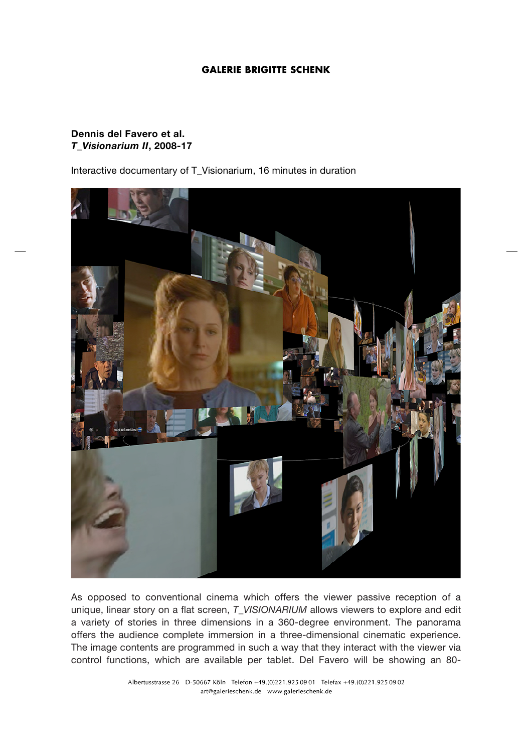**GALERIE BRIGITTE SCHENK**

**Dennis del Favero et al.**
***T_Visionarium II*, 2008-17**

Interactive documentary of T_Visionarium, 16 minutes in duration

As opposed to conventional cinema which offers the viewer passive reception of a unique, linear story on a flat screen, *T_VISIONARIUM* allows viewers to explore and edit a variety of stories in three dimensions in a 360-degree environment. The panorama offers the audience complete immersion in a three-dimensional cinematic experience. The image contents are programmed in such a way that they interact with the viewer via control functions, which are available per tablet. Del Favero will be showing an 80-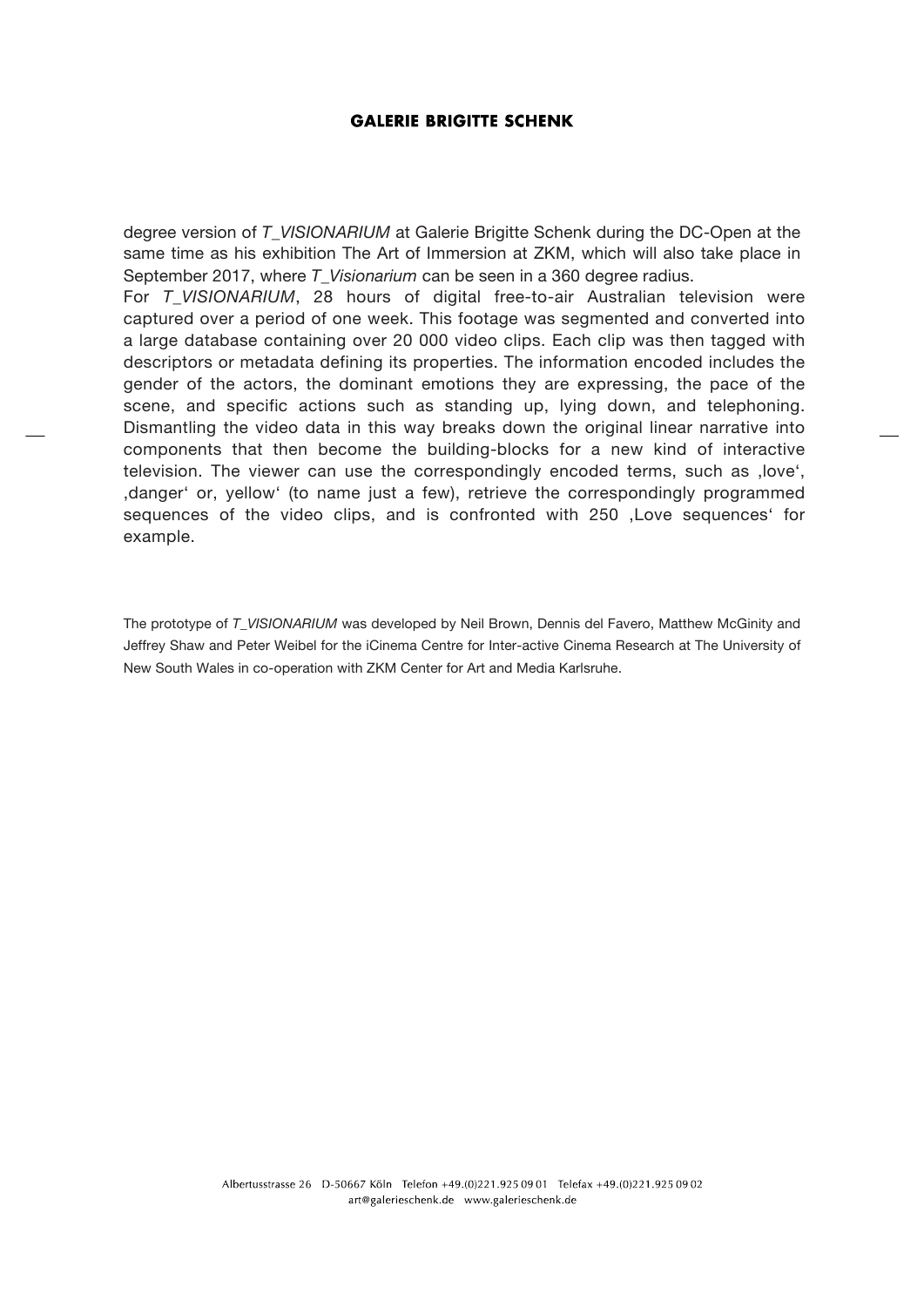degree version of *T_VISIONARIUM* at Galerie Brigitte Schenk during the DC-Open at the same time as his exhibition The Art of Immersion at ZKM, which will also take place in September 2017, where *T_Visionarium* can be seen in a 360 degree radius.
For *T_VISIONARIUM*, 28 hours of digital free-to-air Australian television were captured over a period of one week. This footage was segmented and converted into a large database containing over 20 000 video clips. Each clip was then tagged with descriptors or metadata defining its properties. The information encoded includes the gender of the actors, the dominant emotions they are expressing, the pace of the scene, and specific actions such as standing up, lying down, and telephoning. Dismantling the video data in this way breaks down the original linear narrative into components that then become the building-blocks for a new kind of interactive television. The viewer can use the correspondingly encoded terms, such as ‚love‘, ‚danger‘ or, yellow‘ (to name just a few), retrieve the correspondingly programmed sequences of the video clips, and is confronted with 250 ‚Love sequences‘ for example.

The prototype of *T_VISIONARIUM* was developed by Neil Brown, Dennis del Favero, Matthew McGinity and Jeffrey Shaw and Peter Weibel for the iCinema Centre for Inter-active Cinema Research at The University of New South Wales in co-operation with ZKM Center for Art and Media Karlsruhe.